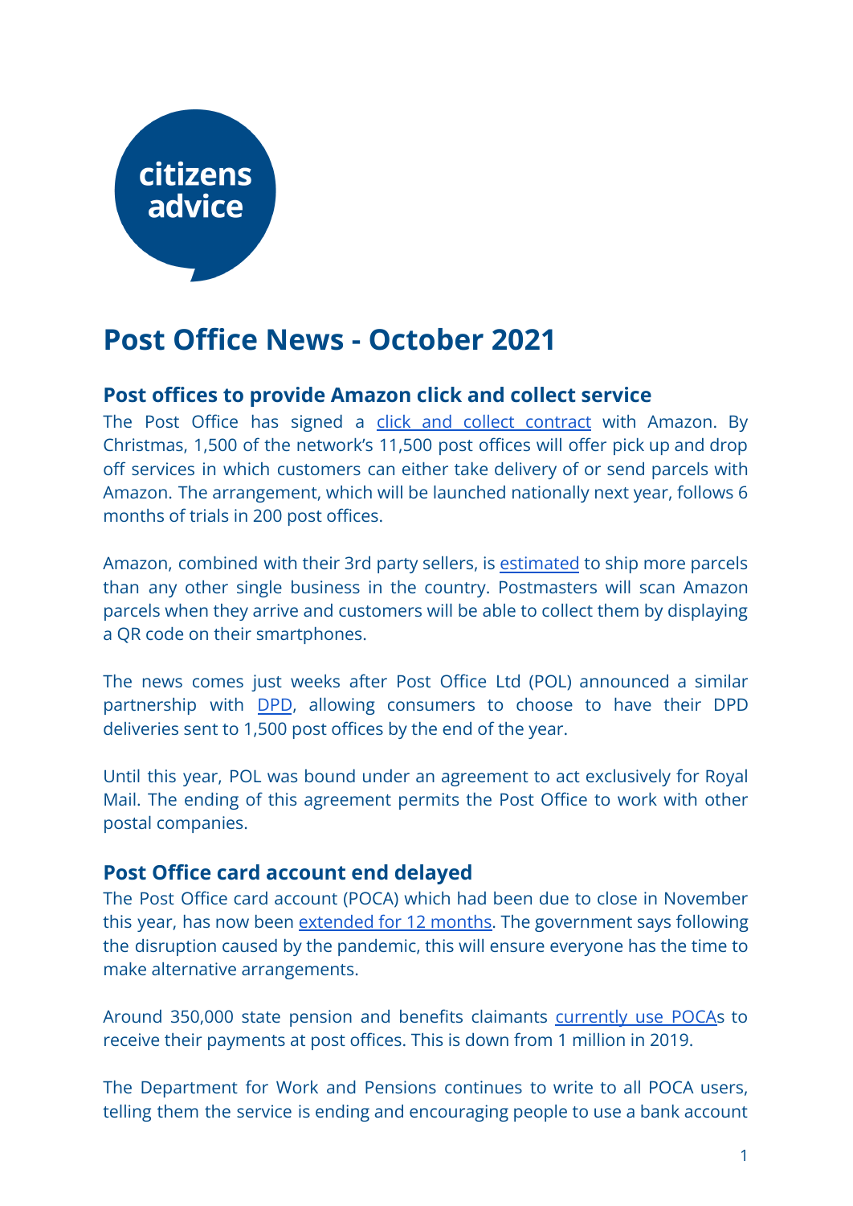citizens advice

# Post Office News - October 2021

## Post offices to provide Amazon click and collect service

The Post Office has signed a click and collect contract with Amazon. By Christmas, 1,500 of the network's 11,500 post offices will offer pick up and drop off services in which customers can either take delivery of or send parcels with Amazon. The arrangement, which will be launched nationally next year, follows 6 months of trials in 200 post offices.

Amazon, combined with their 3rd party sellers, is estimated to ship more parcels than any other single business in the country. Postmasters will scan Amazon parcels when they arrive and customers will be able to collect them by displaying a QR code on their smartphones.

The news comes just weeks after Post Office Ltd (POL) announced a similar partnership with DPD, allowing consumers to choose to have their DPD deliveries sent to 1,500 post offices by the end of the year.

Until this year, POL was bound under an agreement to act exclusively for Royal Mail. The ending of this agreement permits the Post Office to work with other postal companies.

## Post Office card account end delayed

The Post Office card account (POCA) which had been due to close in November this year, has now been extended for 12 months. The government says following the disruption caused by the pandemic, this will ensure everyone has the time to make alternative arrangements.

Around 350,000 state pension and benefits claimants currently use POCAs to receive their payments at post offices. This is down from 1 million in 2019.

The Department for Work and Pensions continues to write to all POCA users, telling them the service is ending and encouraging people to use a bank account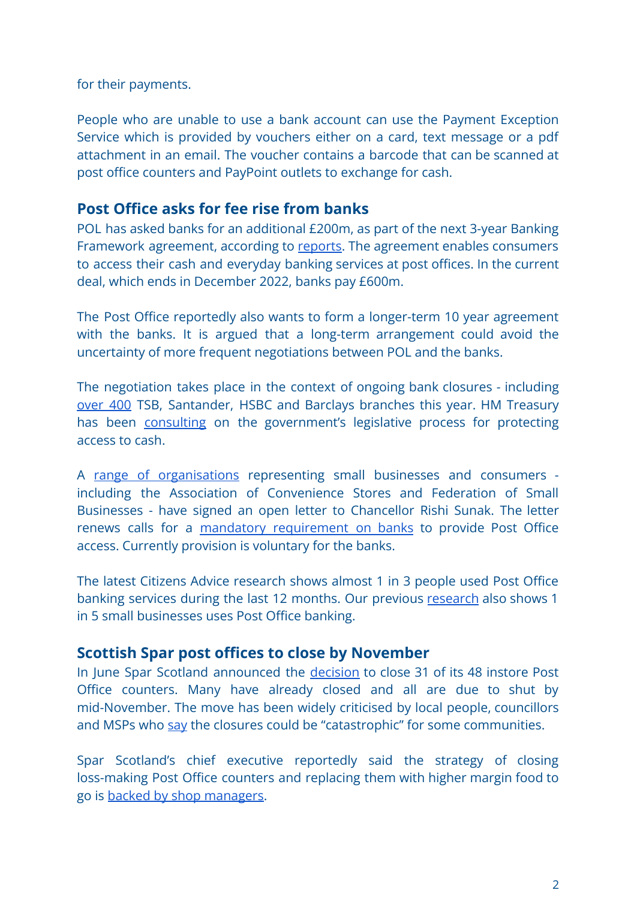for their payments.

People who are unable to use a bank account can use the Payment Exception Service which is provided by vouchers either on a card, text message or a pdf attachment in an email. The voucher contains a barcode that can be scanned at post office counters and PayPoint outlets to exchange for cash.

## Post Office asks for fee rise from banks

POL has asked banks for an additional £200m, as part of the next 3-year Banking Framework agreement, according to reports. The agreement enables consumers to access their cash and everyday banking services at post offices. In the current deal, which ends in December 2022, banks pay £600m.

The Post Office reportedly also wants to form a longer-term 10 year agreement with the banks. It is argued that a long-term arrangement could avoid the uncertainty of more frequent negotiations between POL and the banks.

The negotiation takes place in the context of ongoing bank closures - including over 400 TSB, Santander, HSBC and Barclays branches this year. HM Treasury has been consulting on the government's legislative process for protecting access to cash.

A range of organisations representing small businesses and consumers - including the Association of Convenience Stores and Federation of Small Businesses - have signed an open letter to Chancellor Rishi Sunak. The letter renews calls for a mandatory requirement on banks to provide Post Office access. Currently provision is voluntary for the banks.

The latest Citizens Advice research shows almost 1 in 3 people used Post Office banking services during the last 12 months. Our previous research also shows 1 in 5 small businesses uses Post Office banking.

## Scottish Spar post offices to close by November

In June Spar Scotland announced the decision to close 31 of its 48 instore Post Office counters. Many have already closed and all are due to shut by mid-November. The move has been widely criticised by local people, councillors and MSPs who say the closures could be "catastrophic" for some communities.

Spar Scotland's chief executive reportedly said the strategy of closing loss-making Post Office counters and replacing them with higher margin food to go is backed by shop managers.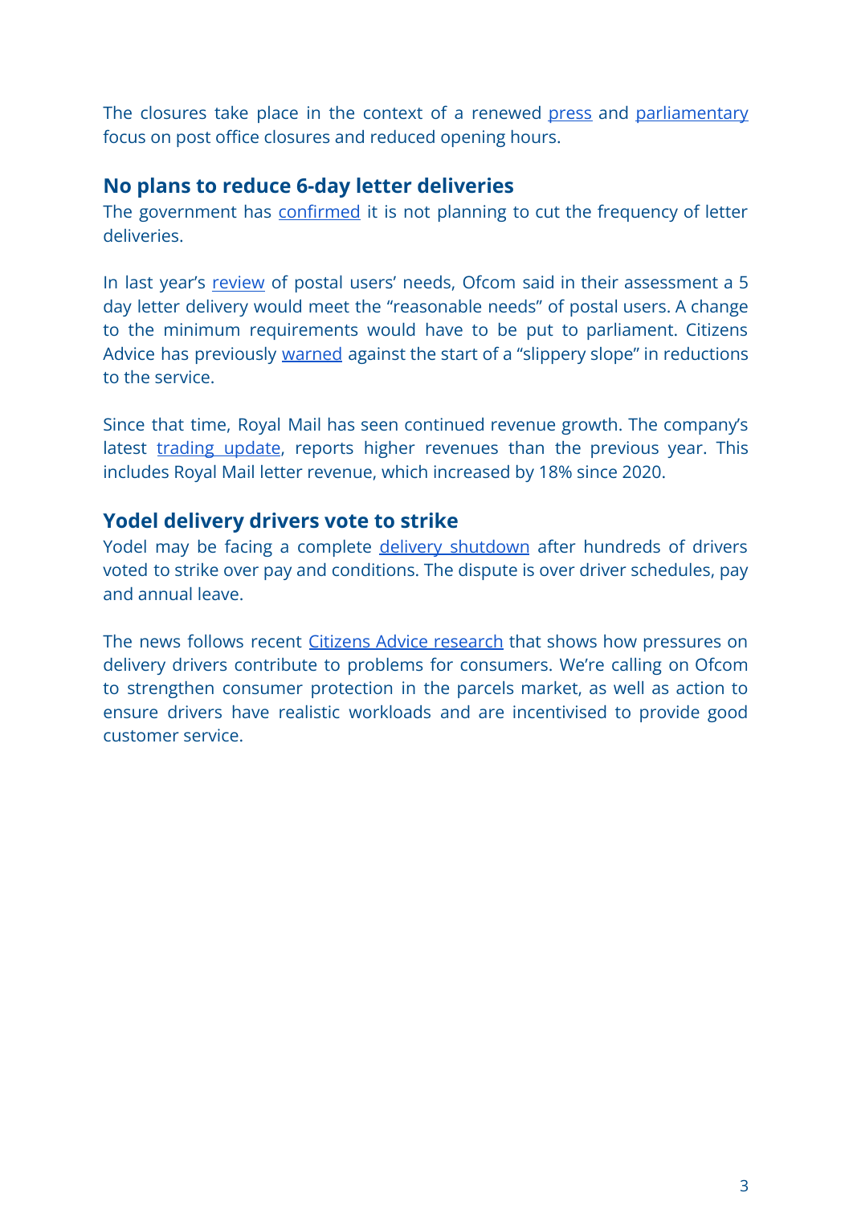The closures take place in the context of a renewed press and parliamentary focus on post office closures and reduced opening hours.

## No plans to reduce 6-day letter deliveries

The government has confirmed it is not planning to cut the frequency of letter deliveries.

In last year's review of postal users' needs, Ofcom said in their assessment a 5 day letter delivery would meet the "reasonable needs" of postal users. A change to the minimum requirements would have to be put to parliament. Citizens Advice has previously warned against the start of a "slippery slope" in reductions to the service.

Since that time, Royal Mail has seen continued revenue growth. The company's latest trading update, reports higher revenues than the previous year. This includes Royal Mail letter revenue, which increased by 18% since 2020.

## Yodel delivery drivers vote to strike

Yodel may be facing a complete delivery shutdown after hundreds of drivers voted to strike over pay and conditions. The dispute is over driver schedules, pay and annual leave.

The news follows recent Citizens Advice research that shows how pressures on delivery drivers contribute to problems for consumers. We're calling on Ofcom to strengthen consumer protection in the parcels market, as well as action to ensure drivers have realistic workloads and are incentivised to provide good customer service.